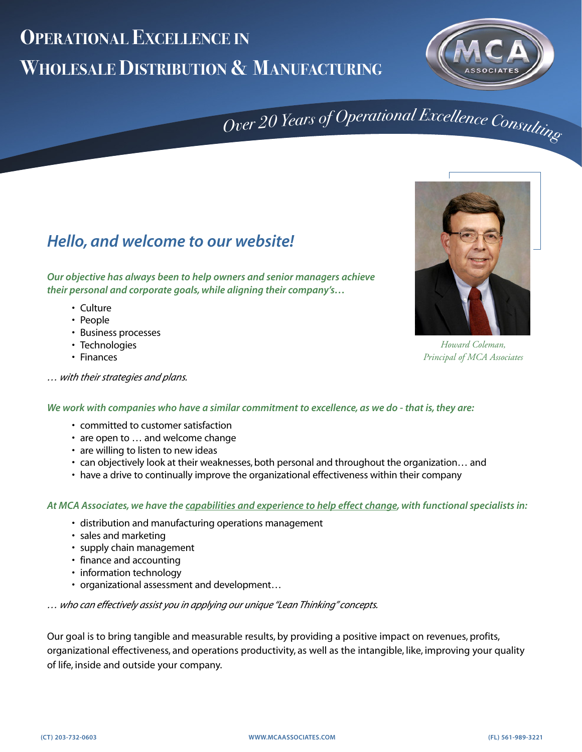# Operational Excellence in Wholesale Distribution & Manufacturing

MCA ASSOCIATES

*Over 20 Years of Operational Excellence Consulting*

## *Hello, and welcome to our website!*

***Our objective has always been to help owners and senior managers achieve their personal and corporate goals, while aligning their company's…***

- Culture
- People
- Business processes
- Technologies
- Finances

*… with their strategies and plans.*

*Howard Coleman, Principal of MCA Associates*

***We work with companies who have a similar commitment to excellence, as we do - that is, they are:***

- committed to customer satisfaction
- are open to … and welcome change
- are willing to listen to new ideas
- can objectively look at their weaknesses, both personal and throughout the organization… and
- have a drive to continually improve the organizational effectiveness within their company

***At MCA Associates, we have the capabilities and experience to help effect change, with functional specialists in:***

- distribution and manufacturing operations management
- sales and marketing
- supply chain management
- finance and accounting
- information technology
- organizational assessment and development…

*… who can effectively assist you in applying our unique "Lean Thinking" concepts.*

Our goal is to bring tangible and measurable results, by providing a positive impact on revenues, profits, organizational effectiveness, and operations productivity, as well as the intangible, like, improving your quality of life, inside and outside your company.

(CT) 203-732-0603 WWW.MCAASSOCIATES.COM (FL) 561-989-3221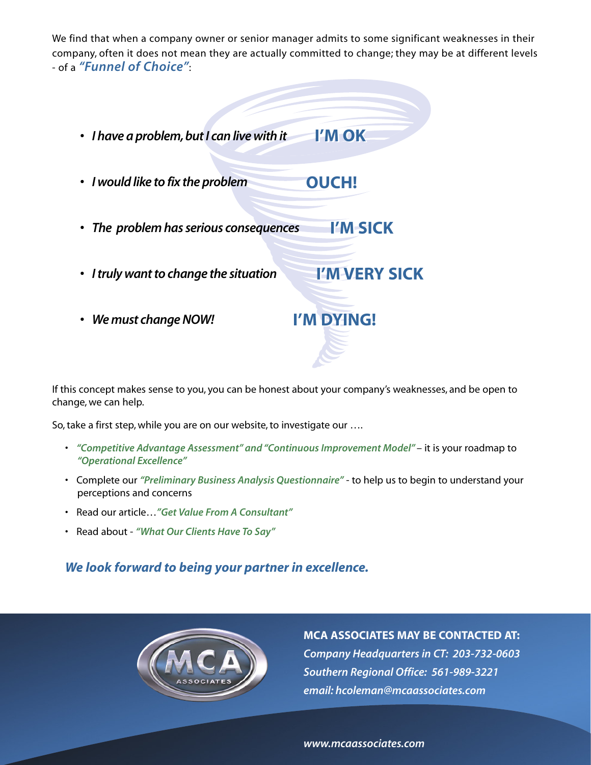We find that when a company owner or senior manager admits to some significant weaknesses in their company, often it does not mean they are actually committed to change; they may be at different levels - of a ***"Funnel of Choice"***:

- ***I have a problem, but I can live with it*** **I'M OK**
- ***I would like to fix the problem*** **OUCH!**
- ***The problem has serious consequences*** **I'M SICK**
- ***I truly want to change the situation*** **I'M VERY SICK**
- ***We must change NOW!*** **I'M DYING!**

If this concept makes sense to you, you can be honest about your company's weaknesses, and be open to change, we can help.

So, take a first step, while you are on our website, to investigate our ….

- *"Competitive Advantage Assessment" and "Continuous Improvement Model"* – it is your roadmap to *"Operational Excellence"*
- Complete our *"Preliminary Business Analysis Questionnaire"* - to help us to begin to understand your perceptions and concerns
- Read our article…*"Get Value From A Consultant"*
- Read about - *"What Our Clients Have To Say"*

***We look forward to being your partner in excellence.***

**MCA ASSOCIATES MAY BE CONTACTED AT:**

*Company Headquarters in CT: 203-732-0603*

*Southern Regional Office: 561-989-3221*

*email: hcoleman@mcaassociates.com*

*www.mcaassociates.com*